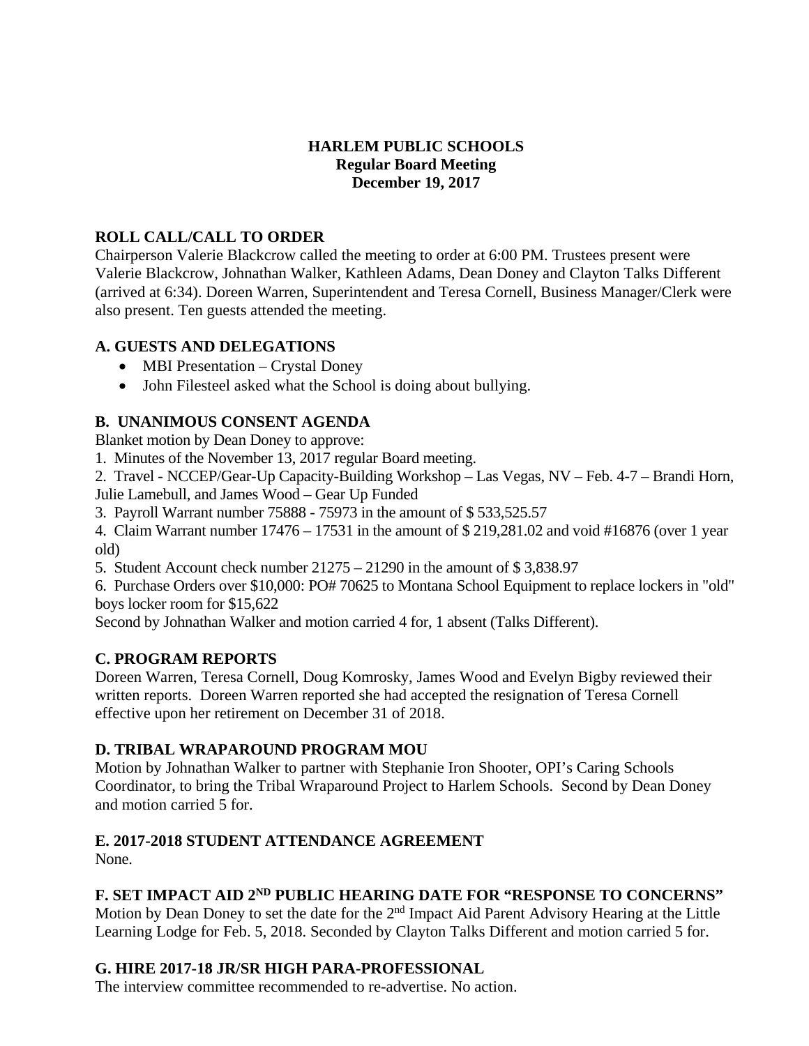# HARLEM PUBLIC SCHOOLS
## Regular Board Meeting
## December 19, 2017

### ROLL CALL/CALL TO ORDER

Chairperson Valerie Blackcrow called the meeting to order at 6:00 PM. Trustees present were Valerie Blackcrow, Johnathan Walker, Kathleen Adams, Dean Doney and Clayton Talks Different (arrived at 6:34). Doreen Warren, Superintendent and Teresa Cornell, Business Manager/Clerk were also present. Ten guests attended the meeting.

### A. GUESTS AND DELEGATIONS

- MBI Presentation – Crystal Doney
- John Filesteel asked what the School is doing about bullying.

### B. UNANIMOUS CONSENT AGENDA

Blanket motion by Dean Doney to approve:

1. Minutes of the November 13, 2017 regular Board meeting.
2. Travel - NCCEP/Gear-Up Capacity-Building Workshop – Las Vegas, NV – Feb. 4-7 – Brandi Horn, Julie Lamebull, and James Wood – Gear Up Funded
3. Payroll Warrant number 75888 - 75973 in the amount of $ 533,525.57
4. Claim Warrant number 17476 – 17531 in the amount of $ 219,281.02 and void #16876 (over 1 year old)
5. Student Account check number 21275 – 21290 in the amount of $ 3,838.97
6. Purchase Orders over $10,000: PO# 70625 to Montana School Equipment to replace lockers in "old" boys locker room for $15,622

Second by Johnathan Walker and motion carried 4 for, 1 absent (Talks Different).

### C. PROGRAM REPORTS

Doreen Warren, Teresa Cornell, Doug Komrosky, James Wood and Evelyn Bigby reviewed their written reports. Doreen Warren reported she had accepted the resignation of Teresa Cornell effective upon her retirement on December 31 of 2018.

### D. TRIBAL WRAPAROUND PROGRAM MOU

Motion by Johnathan Walker to partner with Stephanie Iron Shooter, OPI's Caring Schools Coordinator, to bring the Tribal Wraparound Project to Harlem Schools. Second by Dean Doney and motion carried 5 for.

### E. 2017-2018 STUDENT ATTENDANCE AGREEMENT

None.

### F. SET IMPACT AID 2ND PUBLIC HEARING DATE FOR "RESPONSE TO CONCERNS"

Motion by Dean Doney to set the date for the 2nd Impact Aid Parent Advisory Hearing at the Little Learning Lodge for Feb. 5, 2018. Seconded by Clayton Talks Different and motion carried 5 for.

### G. HIRE 2017-18 JR/SR HIGH PARA-PROFESSIONAL

The interview committee recommended to re-advertise. No action.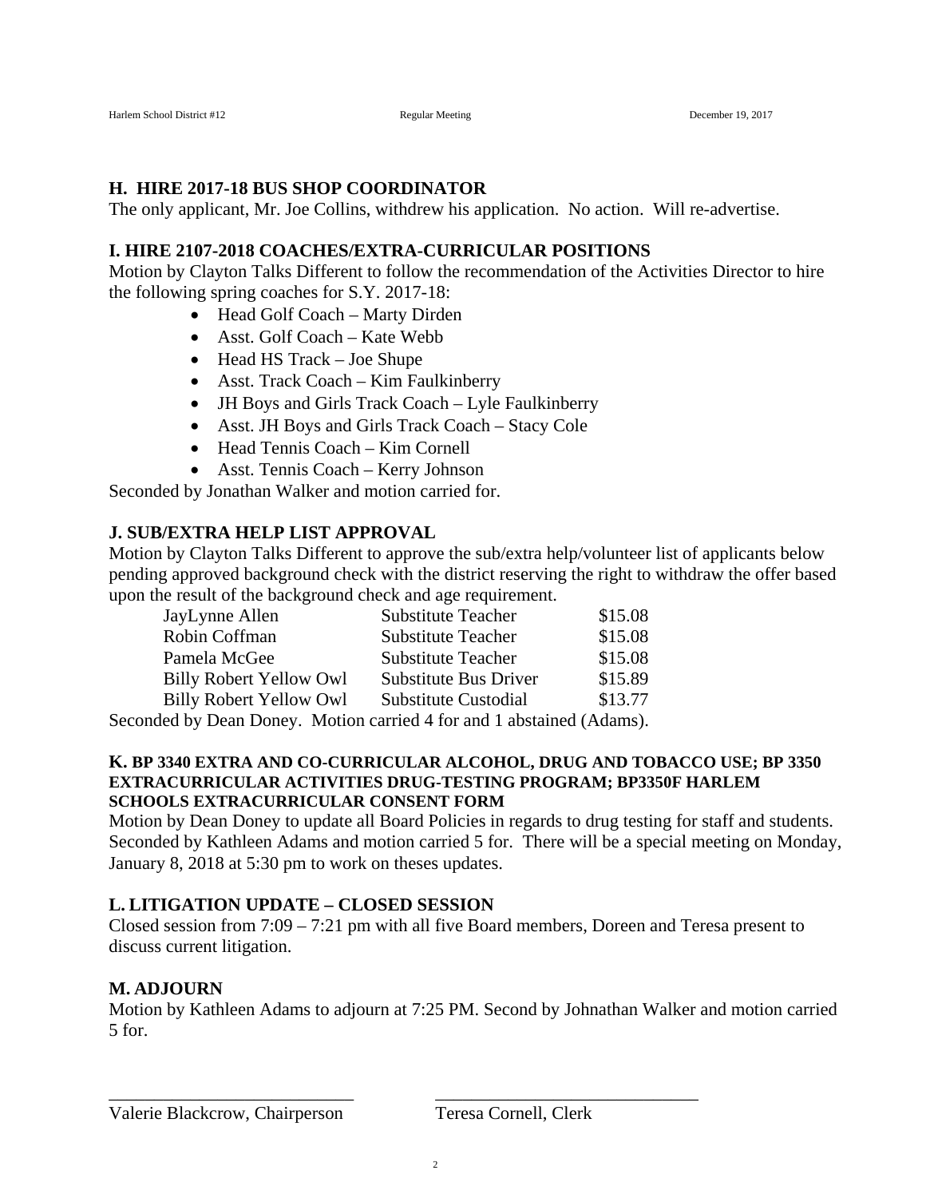## H. HIRE 2017-18 BUS SHOP COORDINATOR

The only applicant, Mr. Joe Collins, withdrew his application. No action. Will re-advertise.

## I. HIRE 2107-2018 COACHES/EXTRA-CURRICULAR POSITIONS

Motion by Clayton Talks Different to follow the recommendation of the Activities Director to hire the following spring coaches for S.Y. 2017-18:

- Head Golf Coach – Marty Dirden
- Asst. Golf Coach – Kate Webb
- Head HS Track – Joe Shupe
- Asst. Track Coach – Kim Faulkinberry
- JH Boys and Girls Track Coach – Lyle Faulkinberry
- Asst. JH Boys and Girls Track Coach – Stacy Cole
- Head Tennis Coach – Kim Cornell
- Asst. Tennis Coach – Kerry Johnson

Seconded by Jonathan Walker and motion carried for.

## J. SUB/EXTRA HELP LIST APPROVAL

Motion by Clayton Talks Different to approve the sub/extra help/volunteer list of applicants below pending approved background check with the district reserving the right to withdraw the offer based upon the result of the background check and age requirement.

| | | |
|---|---|---|
| JayLynne Allen | Substitute Teacher | $15.08 |
| Robin Coffman | Substitute Teacher | $15.08 |
| Pamela McGee | Substitute Teacher | $15.08 |
| Billy Robert Yellow Owl | Substitute Bus Driver | $15.89 |
| Billy Robert Yellow Owl | Substitute Custodial | $13.77 |

Seconded by Dean Doney. Motion carried 4 for and 1 abstained (Adams).

## K. BP 3340 EXTRA AND CO-CURRICULAR ALCOHOL, DRUG AND TOBACCO USE; BP 3350 EXTRACURRICULAR ACTIVITIES DRUG-TESTING PROGRAM; BP3350F HARLEM SCHOOLS EXTRACURRICULAR CONSENT FORM

Motion by Dean Doney to update all Board Policies in regards to drug testing for staff and students. Seconded by Kathleen Adams and motion carried 5 for. There will be a special meeting on Monday, January 8, 2018 at 5:30 pm to work on theses updates.

## L. LITIGATION UPDATE – CLOSED SESSION

Closed session from 7:09 – 7:21 pm with all five Board members, Doreen and Teresa present to discuss current litigation.

## M. ADJOURN

Motion by Kathleen Adams to adjourn at 7:25 PM. Second by Johnathan Walker and motion carried 5 for.

\_\_\_\_\_\_\_\_\_\_\_\_\_\_\_\_\_\_\_\_\_\_\_\_\_\_\_\_ \_\_\_\_\_\_\_\_\_\_\_\_\_\_\_\_\_\_\_\_\_\_\_\_\_\_\_\_

Valerie Blackcrow, Chairperson Teresa Cornell, Clerk